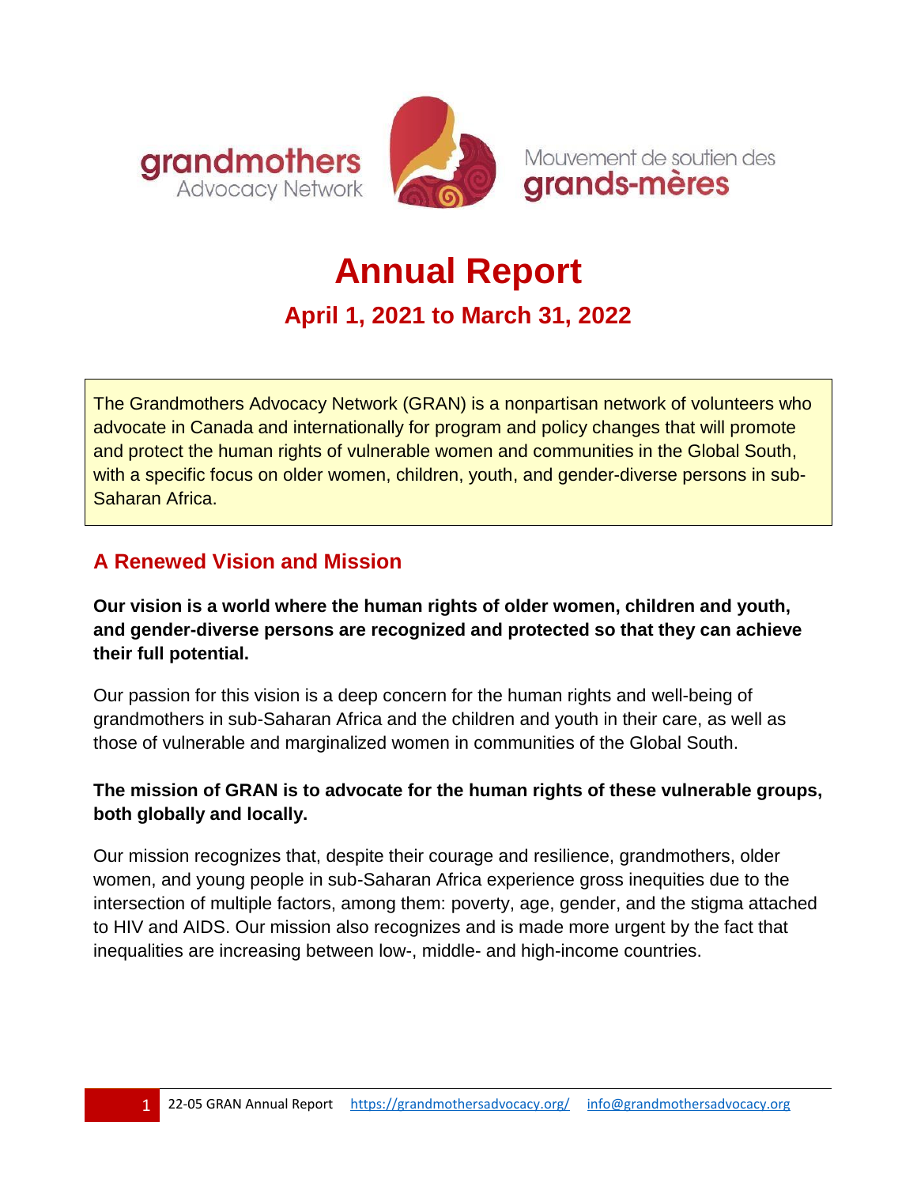grandmothers Advocacy Network

Mouvement de soutien des grands-mères

# Annual Report

## April 1, 2021 to March 31, 2022

The Grandmothers Advocacy Network (GRAN) is a nonpartisan network of volunteers who advocate in Canada and internationally for program and policy changes that will promote and protect the human rights of vulnerable women and communities in the Global South, with a specific focus on older women, children, youth, and gender-diverse persons in sub-Saharan Africa.

## A Renewed Vision and Mission

**Our vision is a world where the human rights of older women, children and youth, and gender-diverse persons are recognized and protected so that they can achieve their full potential.**

Our passion for this vision is a deep concern for the human rights and well-being of grandmothers in sub-Saharan Africa and the children and youth in their care, as well as those of vulnerable and marginalized women in communities of the Global South.

**The mission of GRAN is to advocate for the human rights of these vulnerable groups, both globally and locally.**

Our mission recognizes that, despite their courage and resilience, grandmothers, older women, and young people in sub-Saharan Africa experience gross inequities due to the intersection of multiple factors, among them: poverty, age, gender, and the stigma attached to HIV and AIDS. Our mission also recognizes and is made more urgent by the fact that inequalities are increasing between low-, middle- and high-income countries.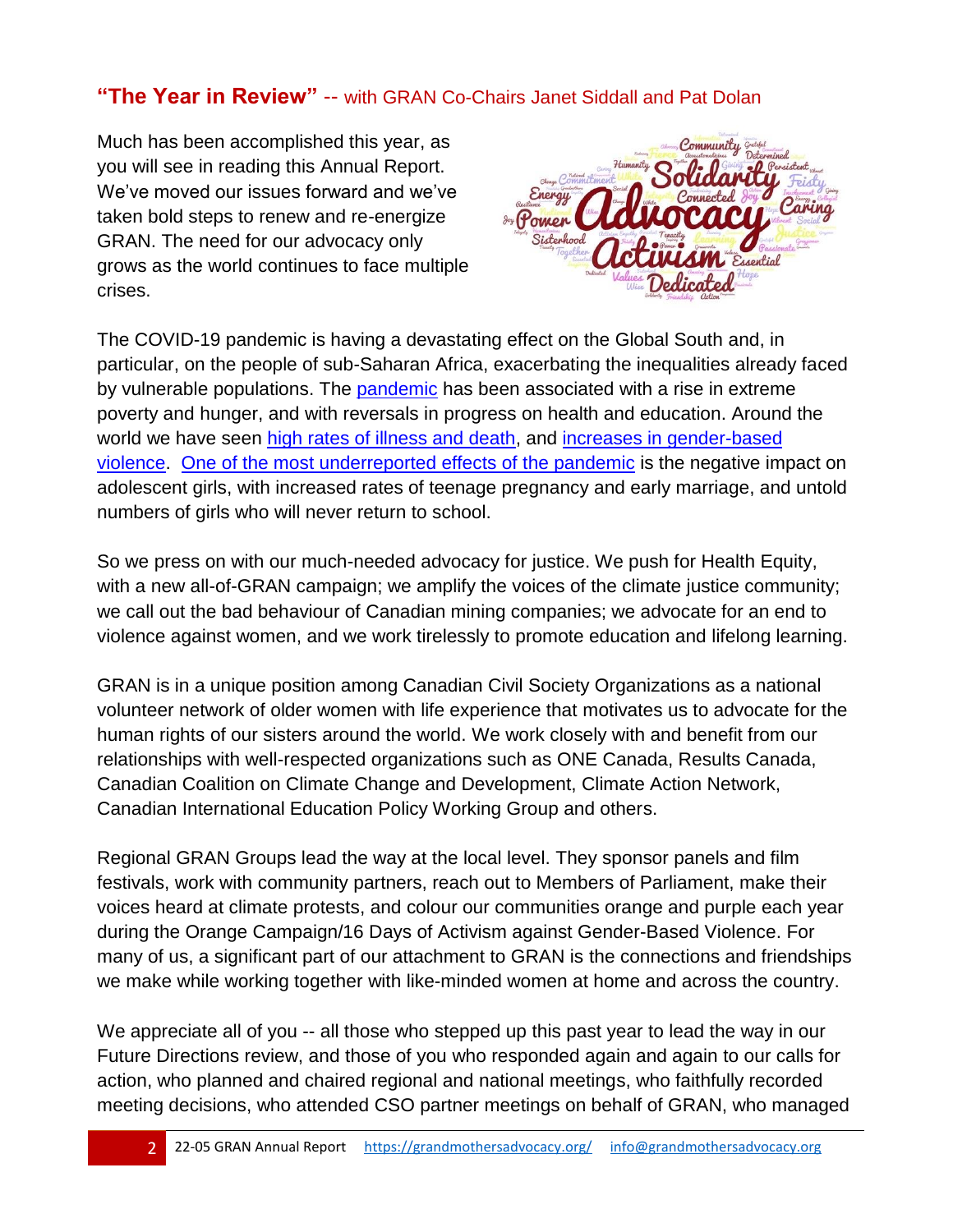## **"The Year in Review"** -- with GRAN Co-Chairs Janet Siddall and Pat Dolan

Much has been accomplished this year, as you will see in reading this Annual Report. We've moved our issues forward and we've taken bold steps to renew and re-energize GRAN. The need for our advocacy only grows as the world continues to face multiple crises.

The COVID-19 pandemic is having a devastating effect on the Global South and, in particular, on the people of sub-Saharan Africa, exacerbating the inequalities already faced by vulnerable populations. The pandemic has been associated with a rise in extreme poverty and hunger, and with reversals in progress on health and education. Around the world we have seen high rates of illness and death, and increases in gender-based violence. One of the most underreported effects of the pandemic is the negative impact on adolescent girls, with increased rates of teenage pregnancy and early marriage, and untold numbers of girls who will never return to school.

So we press on with our much-needed advocacy for justice. We push for Health Equity, with a new all-of-GRAN campaign; we amplify the voices of the climate justice community; we call out the bad behaviour of Canadian mining companies; we advocate for an end to violence against women, and we work tirelessly to promote education and lifelong learning.

GRAN is in a unique position among Canadian Civil Society Organizations as a national volunteer network of older women with life experience that motivates us to advocate for the human rights of our sisters around the world. We work closely with and benefit from our relationships with well-respected organizations such as ONE Canada, Results Canada, Canadian Coalition on Climate Change and Development, Climate Action Network, Canadian International Education Policy Working Group and others.

Regional GRAN Groups lead the way at the local level. They sponsor panels and film festivals, work with community partners, reach out to Members of Parliament, make their voices heard at climate protests, and colour our communities orange and purple each year during the Orange Campaign/16 Days of Activism against Gender-Based Violence. For many of us, a significant part of our attachment to GRAN is the connections and friendships we make while working together with like-minded women at home and across the country.

We appreciate all of you -- all those who stepped up this past year to lead the way in our Future Directions review, and those of you who responded again and again to our calls for action, who planned and chaired regional and national meetings, who faithfully recorded meeting decisions, who attended CSO partner meetings on behalf of GRAN, who managed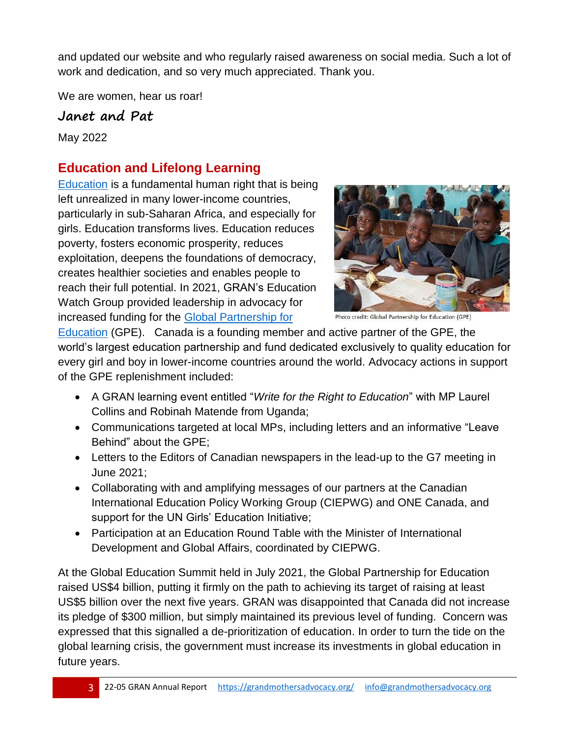and updated our website and who regularly raised awareness on social media. Such a lot of work and dedication, and so very much appreciated. Thank you.

We are women, hear us roar!

**Janet and Pat**

May 2022

## Education and Lifelong Learning

Education is a fundamental human right that is being left unrealized in many lower-income countries, particularly in sub-Saharan Africa, and especially for girls. Education transforms lives. Education reduces poverty, fosters economic prosperity, reduces exploitation, deepens the foundations of democracy, creates healthier societies and enables people to reach their full potential. In 2021, GRAN's Education Watch Group provided leadership in advocacy for increased funding for the Global Partnership for Education (GPE). Canada is a founding member and active partner of the GPE, the world's largest education partnership and fund dedicated exclusively to quality education for every girl and boy in lower-income countries around the world. Advocacy actions in support of the GPE replenishment included:

Photo credit: Global Partnership for Education (GPE)

- A GRAN learning event entitled "*Write for the Right to Education*" with MP Laurel Collins and Robinah Matende from Uganda;
- Communications targeted at local MPs, including letters and an informative "Leave Behind" about the GPE;
- Letters to the Editors of Canadian newspapers in the lead-up to the G7 meeting in June 2021;
- Collaborating with and amplifying messages of our partners at the Canadian International Education Policy Working Group (CIEPWG) and ONE Canada, and support for the UN Girls' Education Initiative;
- Participation at an Education Round Table with the Minister of International Development and Global Affairs, coordinated by CIEPWG.

At the Global Education Summit held in July 2021, the Global Partnership for Education raised US$4 billion, putting it firmly on the path to achieving its target of raising at least US$5 billion over the next five years. GRAN was disappointed that Canada did not increase its pledge of $300 million, but simply maintained its previous level of funding. Concern was expressed that this signalled a de-prioritization of education. In order to turn the tide on the global learning crisis, the government must increase its investments in global education in future years.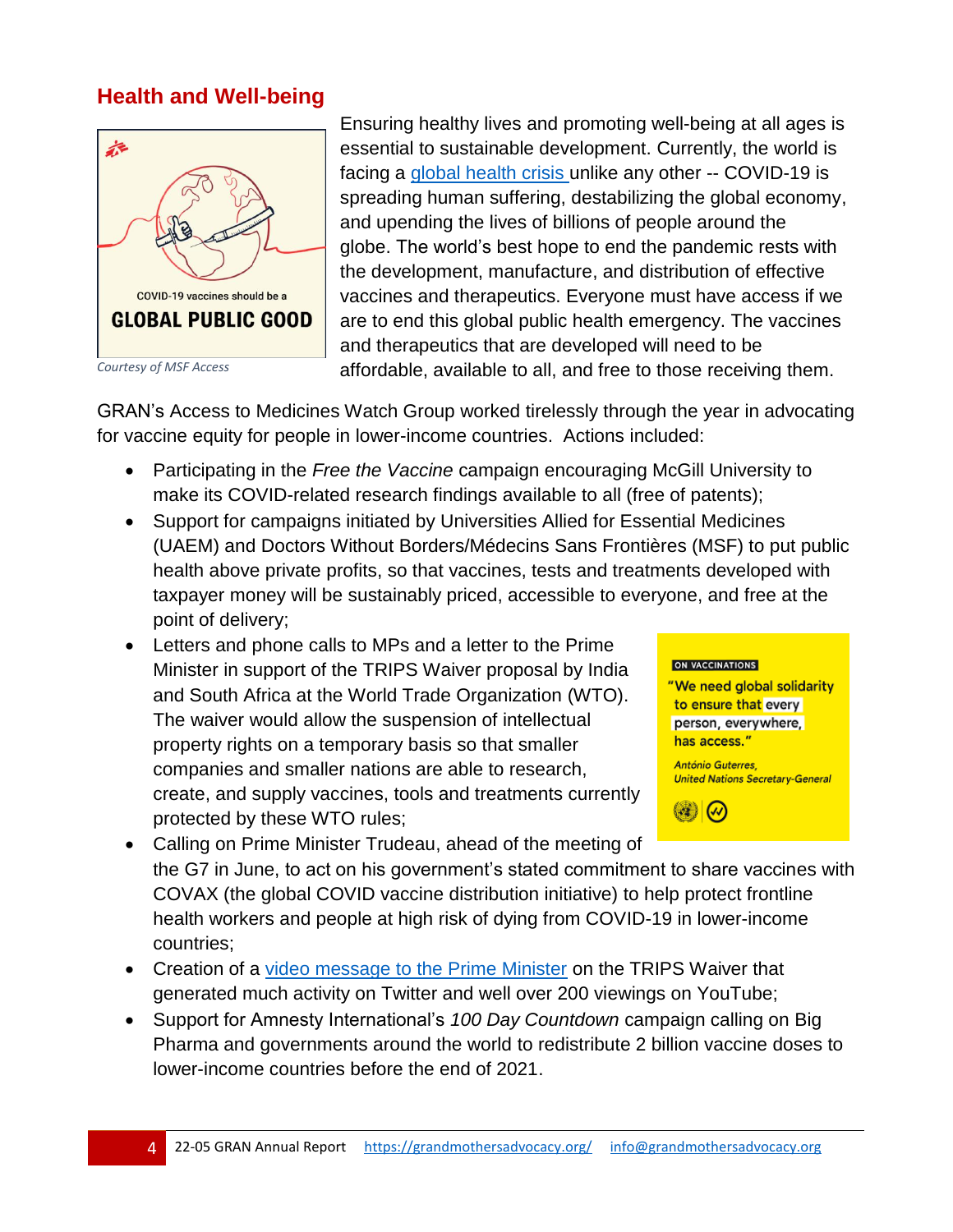## Health and Well-being

COVID-19 vaccines should be a

GLOBAL PUBLIC GOOD

*Courtesy of MSF Access*

Ensuring healthy lives and promoting well-being at all ages is essential to sustainable development. Currently, the world is facing a global health crisis unlike any other -- COVID-19 is spreading human suffering, destabilizing the global economy, and upending the lives of billions of people around the globe. The world's best hope to end the pandemic rests with the development, manufacture, and distribution of effective vaccines and therapeutics. Everyone must have access if we are to end this global public health emergency. The vaccines and therapeutics that are developed will need to be affordable, available to all, and free to those receiving them.

GRAN's Access to Medicines Watch Group worked tirelessly through the year in advocating for vaccine equity for people in lower-income countries. Actions included:

- Participating in the *Free the Vaccine* campaign encouraging McGill University to make its COVID-related research findings available to all (free of patents);
- Support for campaigns initiated by Universities Allied for Essential Medicines (UAEM) and Doctors Without Borders/Médecins Sans Frontières (MSF) to put public health above private profits, so that vaccines, tests and treatments developed with taxpayer money will be sustainably priced, accessible to everyone, and free at the point of delivery;
- Letters and phone calls to MPs and a letter to the Prime Minister in support of the TRIPS Waiver proposal by India and South Africa at the World Trade Organization (WTO). The waiver would allow the suspension of intellectual property rights on a temporary basis so that smaller companies and smaller nations are able to research, create, and supply vaccines, tools and treatments currently protected by these WTO rules;
- Calling on Prime Minister Trudeau, ahead of the meeting of the G7 in June, to act on his government's stated commitment to share vaccines with COVAX (the global COVID vaccine distribution initiative) to help protect frontline health workers and people at high risk of dying from COVID-19 in lower-income countries;
- Creation of a video message to the Prime Minister on the TRIPS Waiver that generated much activity on Twitter and well over 200 viewings on YouTube;
- Support for Amnesty International's *100 Day Countdown* campaign calling on Big Pharma and governments around the world to redistribute 2 billion vaccine doses to lower-income countries before the end of 2021.

ON VACCINATIONS

"We need global solidarity to ensure that every person, everywhere, has access."

*António Guterres, United Nations Secretary-General*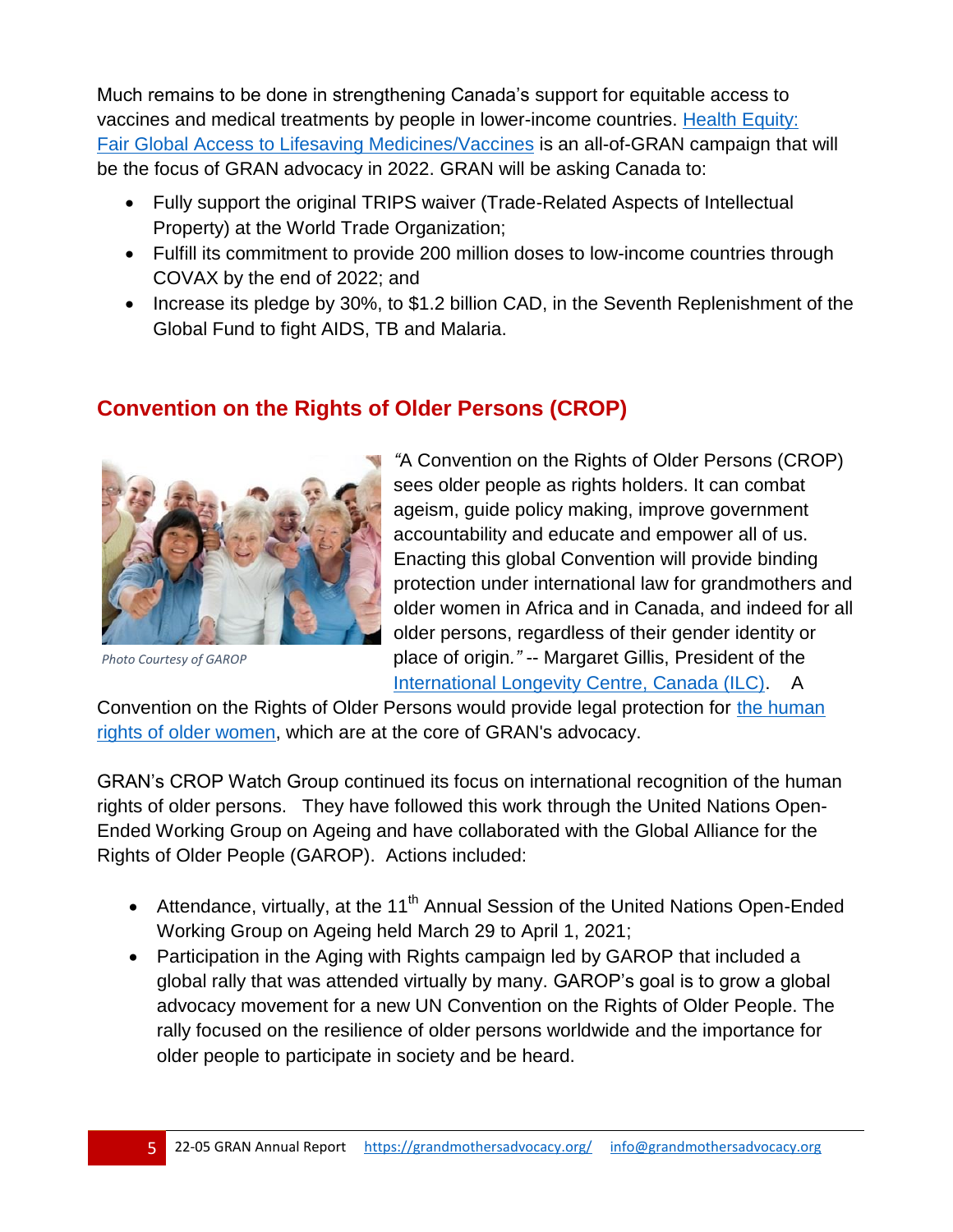Much remains to be done in strengthening Canada's support for equitable access to vaccines and medical treatments by people in lower-income countries. Health Equity: Fair Global Access to Lifesaving Medicines/Vaccines is an all-of-GRAN campaign that will be the focus of GRAN advocacy in 2022. GRAN will be asking Canada to:

- Fully support the original TRIPS waiver (Trade-Related Aspects of Intellectual Property) at the World Trade Organization;
- Fulfill its commitment to provide 200 million doses to low-income countries through COVAX by the end of 2022; and
- Increase its pledge by 30%, to $1.2 billion CAD, in the Seventh Replenishment of the Global Fund to fight AIDS, TB and Malaria.

## Convention on the Rights of Older Persons (CROP)

*Photo Courtesy of GAROP*

*"*A Convention on the Rights of Older Persons (CROP) sees older people as rights holders. It can combat ageism, guide policy making, improve government accountability and educate and empower all of us. Enacting this global Convention will provide binding protection under international law for grandmothers and older women in Africa and in Canada, and indeed for all older persons, regardless of their gender identity or place of origin.*"* -- Margaret Gillis, President of the International Longevity Centre, Canada (ILC). A Convention on the Rights of Older Persons would provide legal protection for the human rights of older women, which are at the core of GRAN's advocacy.

GRAN's CROP Watch Group continued its focus on international recognition of the human rights of older persons. They have followed this work through the United Nations Open-Ended Working Group on Ageing and have collaborated with the Global Alliance for the Rights of Older People (GAROP). Actions included:

- Attendance, virtually, at the 11th Annual Session of the United Nations Open-Ended Working Group on Ageing held March 29 to April 1, 2021;
- Participation in the Aging with Rights campaign led by GAROP that included a global rally that was attended virtually by many. GAROP's goal is to grow a global advocacy movement for a new UN Convention on the Rights of Older People. The rally focused on the resilience of older persons worldwide and the importance for older people to participate in society and be heard.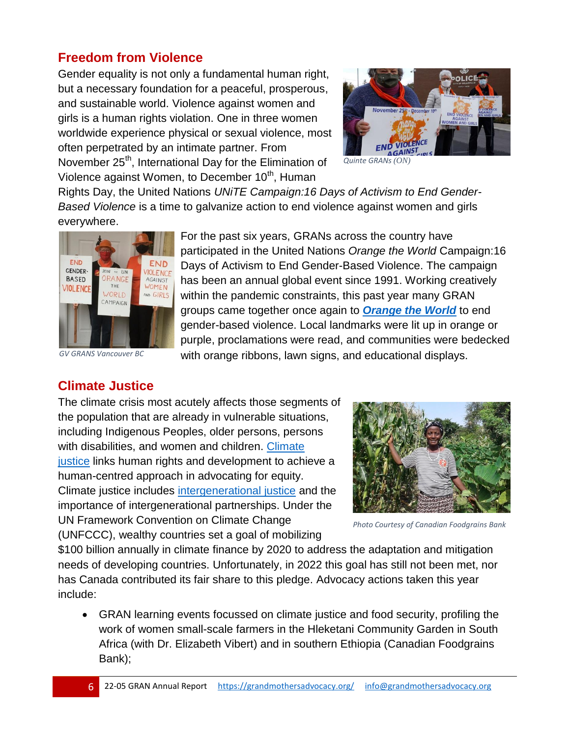## Freedom from Violence

Gender equality is not only a fundamental human right, but a necessary foundation for a peaceful, prosperous, and sustainable world. Violence against women and girls is a human rights violation. One in three women worldwide experience physical or sexual violence, most often perpetrated by an intimate partner. From November 25th, International Day for the Elimination of Violence against Women, to December 10th, Human Rights Day, the United Nations *UNiTE Campaign:16 Days of Activism to End Gender-Based Violence* is a time to galvanize action to end violence against women and girls everywhere.

*Quinte GRANs (ON)*

*GV GRANS Vancouver BC*

For the past six years, GRANs across the country have participated in the United Nations *Orange the World* Campaign:16 Days of Activism to End Gender-Based Violence. The campaign has been an annual global event since 1991. Working creatively within the pandemic constraints, this past year many GRAN groups came together once again to ***Orange the World*** to end gender-based violence. Local landmarks were lit up in orange or purple, proclamations were read, and communities were bedecked with orange ribbons, lawn signs, and educational displays.

## Climate Justice

The climate crisis most acutely affects those segments of the population that are already in vulnerable situations, including Indigenous Peoples, older persons, persons with disabilities, and women and children. Climate justice links human rights and development to achieve a human-centred approach in advocating for equity. Climate justice includes intergenerational justice and the importance of intergenerational partnerships. Under the UN Framework Convention on Climate Change (UNFCCC), wealthy countries set a goal of mobilizing $100 billion annually in climate finance by 2020 to address the adaptation and mitigation needs of developing countries. Unfortunately, in 2022 this goal has still not been met, nor has Canada contributed its fair share to this pledge. Advocacy actions taken this year include:

*Photo Courtesy of Canadian Foodgrains Bank*

- GRAN learning events focussed on climate justice and food security, profiling the work of women small-scale farmers in the Hleketani Community Garden in South Africa (with Dr. Elizabeth Vibert) and in southern Ethiopia (Canadian Foodgrains Bank);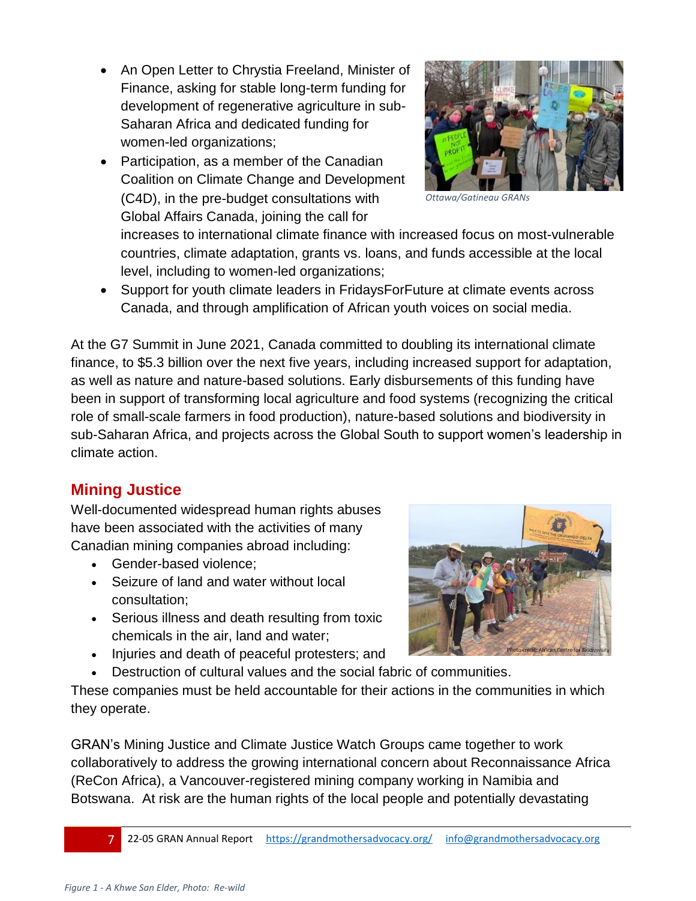- An Open Letter to Chrystia Freeland, Minister of Finance, asking for stable long-term funding for development of regenerative agriculture in sub-Saharan Africa and dedicated funding for women-led organizations;
- Participation, as a member of the Canadian Coalition on Climate Change and Development (C4D), in the pre-budget consultations with Global Affairs Canada, joining the call for increases to international climate finance with increased focus on most-vulnerable countries, climate adaptation, grants vs. loans, and funds accessible at the local level, including to women-led organizations;
- Support for youth climate leaders in FridaysForFuture at climate events across Canada, and through amplification of African youth voices on social media.

*Ottawa/Gatineau GRANs*

At the G7 Summit in June 2021, Canada committed to doubling its international climate finance, to $5.3 billion over the next five years, including increased support for adaptation, as well as nature and nature-based solutions. Early disbursements of this funding have been in support of transforming local agriculture and food systems (recognizing the critical role of small-scale farmers in food production), nature-based solutions and biodiversity in sub-Saharan Africa, and projects across the Global South to support women's leadership in climate action.

## Mining Justice

Well-documented widespread human rights abuses have been associated with the activities of many Canadian mining companies abroad including:

- Gender-based violence;
- Seizure of land and water without local consultation;
- Serious illness and death resulting from toxic chemicals in the air, land and water;
- Injuries and death of peaceful protesters; and
- Destruction of cultural values and the social fabric of communities.

Photo credit: African Centre for Biodiversity

These companies must be held accountable for their actions in the communities in which they operate.

GRAN's Mining Justice and Climate Justice Watch Groups came together to work collaboratively to address the growing international concern about Reconnaissance Africa (ReCon Africa), a Vancouver-registered mining company working in Namibia and Botswana. At risk are the human rights of the local people and potentially devastating

*Figure 1 - A Khwe San Elder, Photo: Re-wild*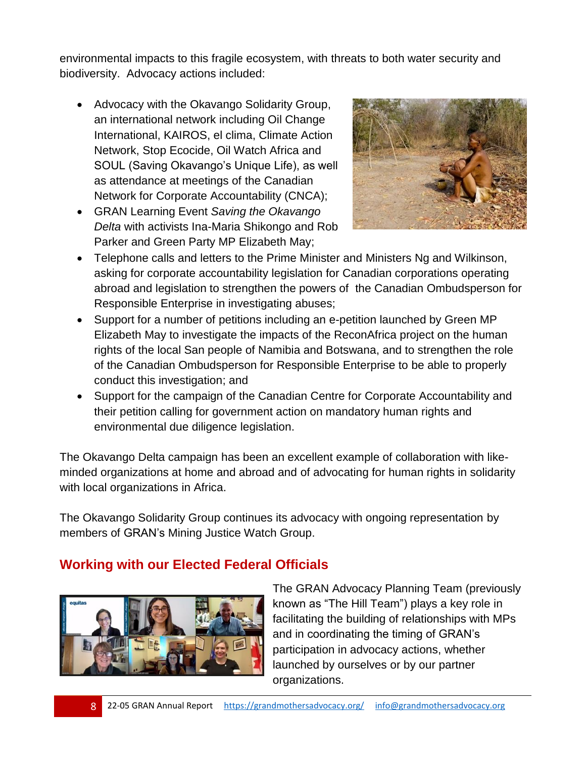environmental impacts to this fragile ecosystem, with threats to both water security and biodiversity. Advocacy actions included:

- Advocacy with the Okavango Solidarity Group, an international network including Oil Change International, KAIROS, el clima, Climate Action Network, Stop Ecocide, Oil Watch Africa and SOUL (Saving Okavango's Unique Life), as well as attendance at meetings of the Canadian Network for Corporate Accountability (CNCA);
- GRAN Learning Event *Saving the Okavango Delta* with activists Ina-Maria Shikongo and Rob Parker and Green Party MP Elizabeth May;
- Telephone calls and letters to the Prime Minister and Ministers Ng and Wilkinson, asking for corporate accountability legislation for Canadian corporations operating abroad and legislation to strengthen the powers of the Canadian Ombudsperson for Responsible Enterprise in investigating abuses;
- Support for a number of petitions including an e-petition launched by Green MP Elizabeth May to investigate the impacts of the ReconAfrica project on the human rights of the local San people of Namibia and Botswana, and to strengthen the role of the Canadian Ombudsperson for Responsible Enterprise to be able to properly conduct this investigation; and
- Support for the campaign of the Canadian Centre for Corporate Accountability and their petition calling for government action on mandatory human rights and environmental due diligence legislation.

The Okavango Delta campaign has been an excellent example of collaboration with like-minded organizations at home and abroad and of advocating for human rights in solidarity with local organizations in Africa.

The Okavango Solidarity Group continues its advocacy with ongoing representation by members of GRAN's Mining Justice Watch Group.

## Working with our Elected Federal Officials

The GRAN Advocacy Planning Team (previously known as "The Hill Team") plays a key role in facilitating the building of relationships with MPs and in coordinating the timing of GRAN's participation in advocacy actions, whether launched by ourselves or by our partner organizations.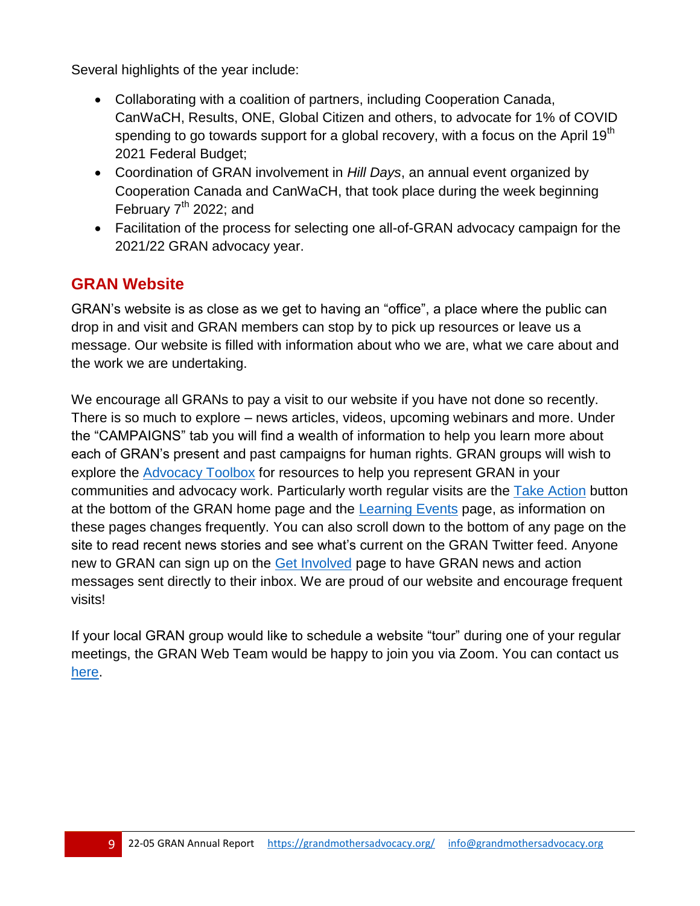Several highlights of the year include:

- Collaborating with a coalition of partners, including Cooperation Canada, CanWaCH, Results, ONE, Global Citizen and others, to advocate for 1% of COVID spending to go towards support for a global recovery, with a focus on the April 19th 2021 Federal Budget;
- Coordination of GRAN involvement in *Hill Days*, an annual event organized by Cooperation Canada and CanWaCH, that took place during the week beginning February 7th 2022; and
- Facilitation of the process for selecting one all-of-GRAN advocacy campaign for the 2021/22 GRAN advocacy year.

## GRAN Website

GRAN's website is as close as we get to having an "office", a place where the public can drop in and visit and GRAN members can stop by to pick up resources or leave us a message. Our website is filled with information about who we are, what we care about and the work we are undertaking.

We encourage all GRANs to pay a visit to our website if you have not done so recently. There is so much to explore – news articles, videos, upcoming webinars and more. Under the "CAMPAIGNS" tab you will find a wealth of information to help you learn more about each of GRAN's present and past campaigns for human rights. GRAN groups will wish to explore the Advocacy Toolbox for resources to help you represent GRAN in your communities and advocacy work. Particularly worth regular visits are the Take Action button at the bottom of the GRAN home page and the Learning Events page, as information on these pages changes frequently. You can also scroll down to the bottom of any page on the site to read recent news stories and see what's current on the GRAN Twitter feed. Anyone new to GRAN can sign up on the Get Involved page to have GRAN news and action messages sent directly to their inbox. We are proud of our website and encourage frequent visits!

If your local GRAN group would like to schedule a website "tour" during one of your regular meetings, the GRAN Web Team would be happy to join you via Zoom. You can contact us here.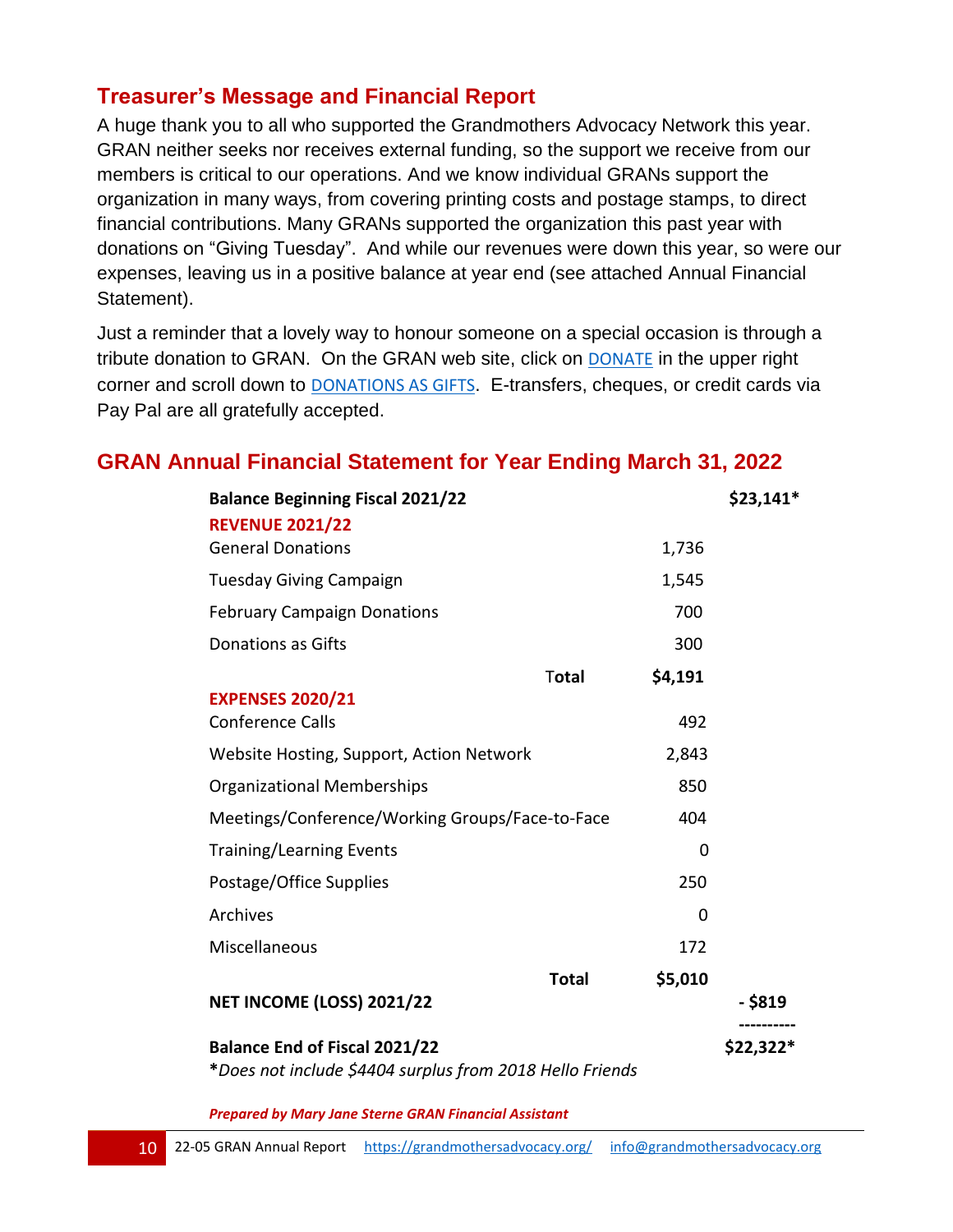## Treasurer's Message and Financial Report

A huge thank you to all who supported the Grandmothers Advocacy Network this year. GRAN neither seeks nor receives external funding, so the support we receive from our members is critical to our operations. And we know individual GRANs support the organization in many ways, from covering printing costs and postage stamps, to direct financial contributions. Many GRANs supported the organization this past year with donations on "Giving Tuesday". And while our revenues were down this year, so were our expenses, leaving us in a positive balance at year end (see attached Annual Financial Statement).

Just a reminder that a lovely way to honour someone on a special occasion is through a tribute donation to GRAN. On the GRAN web site, click on DONATE in the upper right corner and scroll down to DONATIONS AS GIFTS. E-transfers, cheques, or credit cards via Pay Pal are all gratefully accepted.

## GRAN Annual Financial Statement for Year Ending March 31, 2022

| | | | |
|---|---|---|---|
| **Balance Beginning Fiscal 2021/22** | | | **$23,141*** |
| **REVENUE 2021/22** | | | |
| General Donations | | 1,736 | |
| Tuesday Giving Campaign | | 1,545 | |
| February Campaign Donations | | 700 | |
| Donations as Gifts | | 300 | |
| | **Total** | **$4,191** | |
| **EXPENSES 2020/21** | | | |
| Conference Calls | | 492 | |
| Website Hosting, Support, Action Network | | 2,843 | |
| Organizational Memberships | | 850 | |
| Meetings/Conference/Working Groups/Face-to-Face | | 404 | |
| Training/Learning Events | | 0 | |
| Postage/Office Supplies | | 250 | |
| Archives | | 0 | |
| Miscellaneous | | 172 | |
| | **Total** | **$5,010** | |
| **NET INCOME (LOSS) 2021/22** | | | **- $819** |
| **Balance End of Fiscal 2021/22** | | | **$22,322*** |

***Does not include $4404 surplus from 2018 Hello Friends***

***Prepared by Mary Jane Sterne GRAN Financial Assistant***